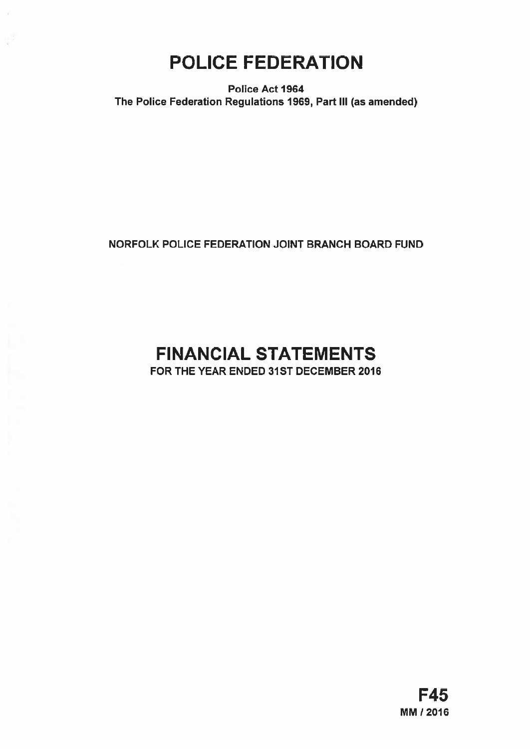# POLICE FEDERATION

**Police Act 1964**
**The Police Federation Regulations 1969, Part III (as amended)**

**NORFOLK POLICE FEDERATION JOINT BRANCH BOARD FUND**

# FINANCIAL STATEMENTS

**FOR THE YEAR ENDED 31ST DECEMBER 2016**

**F45**
**MM / 2016**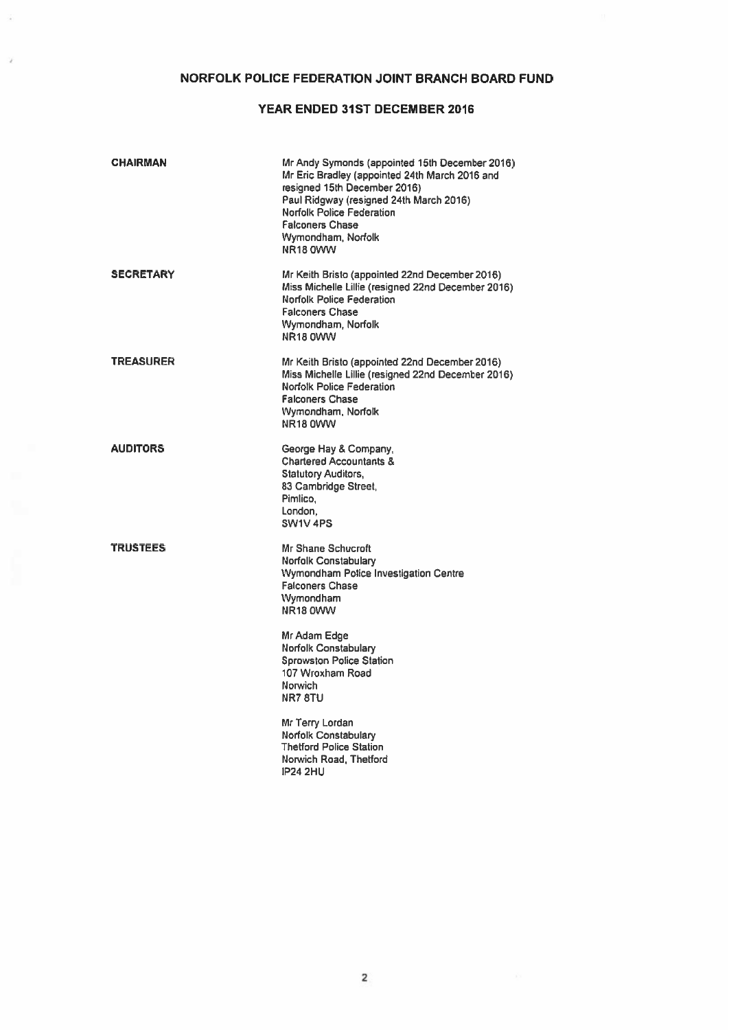# NORFOLK POLICE FEDERATION JOINT BRANCH BOARD FUND

## YEAR ENDED 31ST DECEMBER 2016

| | |
|---|---|
| **CHAIRMAN** | Mr Andy Symonds (appointed 15th December 2016)<br>Mr Eric Bradley (appointed 24th March 2016 and resigned 15th December 2016)<br>Paul Ridgway (resigned 24th March 2016)<br>Norfolk Police Federation<br>Falconers Chase<br>Wymondham, Norfolk<br>NR18 0WW |
| **SECRETARY** | Mr Keith Bristo (appointed 22nd December 2016)<br>Miss Michelle Lillie (resigned 22nd December 2016)<br>Norfolk Police Federation<br>Falconers Chase<br>Wymondham, Norfolk<br>NR18 0WW |
| **TREASURER** | Mr Keith Bristo (appointed 22nd December 2016)<br>Miss Michelle Lillie (resigned 22nd December 2016)<br>Norfolk Police Federation<br>Falconers Chase<br>Wymondham, Norfolk<br>NR18 0WW |
| **AUDITORS** | George Hay & Company,<br>Chartered Accountants &<br>Statutory Auditors,<br>83 Cambridge Street,<br>Pimlico,<br>London,<br>SW1V 4PS |
| **TRUSTEES** | Mr Shane Schucroft<br>Norfolk Constabulary<br>Wymondham Police Investigation Centre<br>Falconers Chase<br>Wymondham<br>NR18 0WW<br><br>Mr Adam Edge<br>Norfolk Constabulary<br>Sprowston Police Station<br>107 Wroxham Road<br>Norwich<br>NR7 8TU<br><br>Mr Terry Lordan<br>Norfolk Constabulary<br>Thetford Police Station<br>Norwich Road, Thetford<br>IP24 2HU |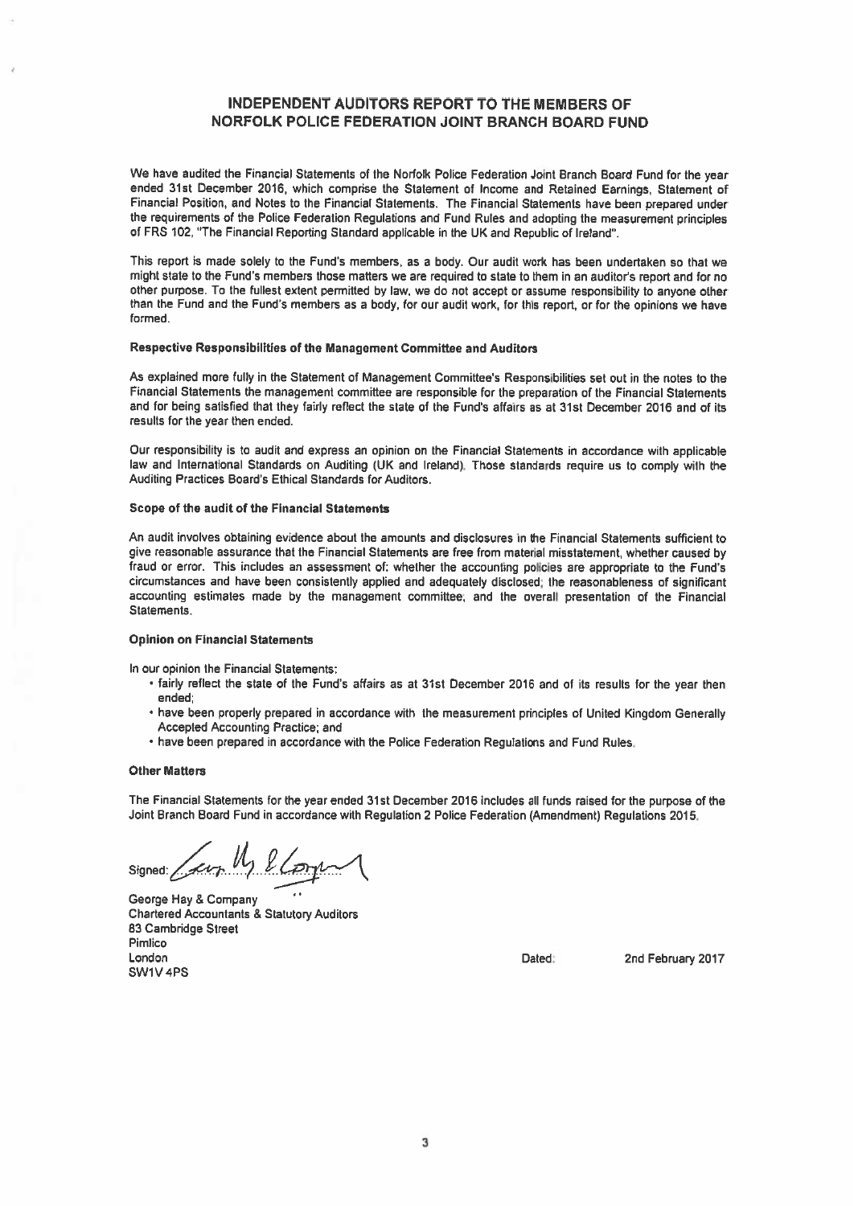# INDEPENDENT AUDITORS REPORT TO THE MEMBERS OF NORFOLK POLICE FEDERATION JOINT BRANCH BOARD FUND

We have audited the Financial Statements of the Norfolk Police Federation Joint Branch Board Fund for the year ended 31st December 2016, which comprise the Statement of Income and Retained Earnings, Statement of Financial Position, and Notes to the Financial Statements. The Financial Statements have been prepared under the requirements of the Police Federation Regulations and Fund Rules and adopting the measurement principles of FRS 102, "The Financial Reporting Standard applicable in the UK and Republic of Ireland".

This report is made solely to the Fund's members, as a body. Our audit work has been undertaken so that we might state to the Fund's members those matters we are required to state to them in an auditor's report and for no other purpose. To the fullest extent permitted by law, we do not accept or assume responsibility to anyone other than the Fund and the Fund's members as a body, for our audit work, for this report, or for the opinions we have formed.

### Respective Responsibilities of the Management Committee and Auditors

As explained more fully in the Statement of Management Committee's Responsibilities set out in the notes to the Financial Statements the management committee are responsible for the preparation of the Financial Statements and for being satisfied that they fairly reflect the state of the Fund's affairs as at 31st December 2016 and of its results for the year then ended.

Our responsibility is to audit and express an opinion on the Financial Statements in accordance with applicable law and International Standards on Auditing (UK and Ireland). Those standards require us to comply with the Auditing Practices Board's Ethical Standards for Auditors.

### Scope of the audit of the Financial Statements

An audit involves obtaining evidence about the amounts and disclosures in the Financial Statements sufficient to give reasonable assurance that the Financial Statements are free from material misstatement, whether caused by fraud or error. This includes an assessment of: whether the accounting policies are appropriate to the Fund's circumstances and have been consistently applied and adequately disclosed; the reasonableness of significant accounting estimates made by the management committee; and the overall presentation of the Financial Statements.

### Opinion on Financial Statements

In our opinion the Financial Statements:

- fairly reflect the state of the Fund's affairs as at 31st December 2016 and of its results for the year then ended;
- have been properly prepared in accordance with the measurement principles of United Kingdom Generally Accepted Accounting Practice; and
- have been prepared in accordance with the Police Federation Regulations and Fund Rules.

### Other Matters

The Financial Statements for the year ended 31st December 2016 includes all funds raised for the purpose of the Joint Branch Board Fund in accordance with Regulation 2 Police Federation (Amendment) Regulations 2015.

Signed: *[signature]*

George Hay & Company
Chartered Accountants & Statutory Auditors
83 Cambridge Street
Pimlico
London
SW1V 4PS

Dated: 2nd February 2017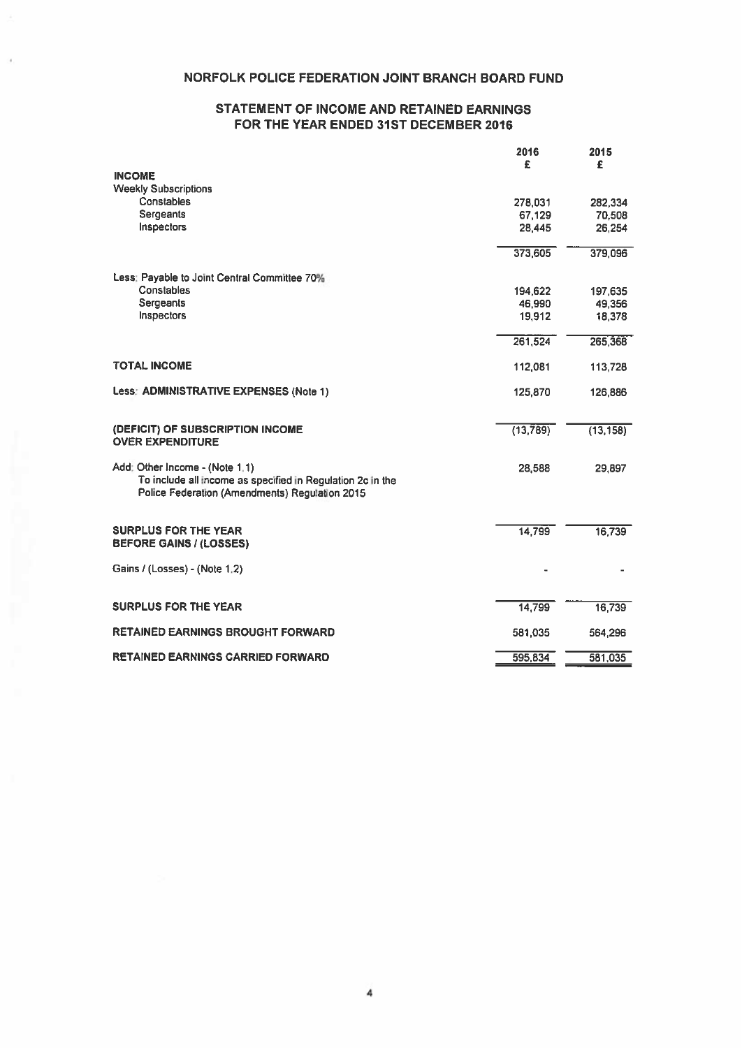# NORFOLK POLICE FEDERATION JOINT BRANCH BOARD FUND

## STATEMENT OF INCOME AND RETAINED EARNINGS FOR THE YEAR ENDED 31ST DECEMBER 2016

| | 2016 £ | 2015 £ |
|---|---|---|
| **INCOME** | | |
| Weekly Subscriptions | | |
| Constables | 278,031 | 282,334 |
| Sergeants | 67,129 | 70,508 |
| Inspectors | 28,445 | 26,254 |
| | 373,605 | 379,096 |
| Less: Payable to Joint Central Committee 70% | | |
| Constables | 194,622 | 197,635 |
| Sergeants | 46,990 | 49,356 |
| Inspectors | 19,912 | 18,378 |
| | 261,524 | 265,368 |
| **TOTAL INCOME** | 112,081 | 113,728 |
| Less: **ADMINISTRATIVE EXPENSES** (Note 1) | 125,870 | 126,886 |
| **(DEFICIT) OF SUBSCRIPTION INCOME OVER EXPENDITURE** | (13,789) | (13,158) |
| Add: Other Income - (Note 1.1) To include all income as specified in Regulation 2c in the Police Federation (Amendments) Regulation 2015 | 28,588 | 29,897 |
| **SURPLUS FOR THE YEAR BEFORE GAINS / (LOSSES)** | 14,799 | 16,739 |
| Gains / (Losses) - (Note 1.2) | - | - |
| **SURPLUS FOR THE YEAR** | 14,799 | 16,739 |
| **RETAINED EARNINGS BROUGHT FORWARD** | 581,035 | 564,296 |
| **RETAINED EARNINGS CARRIED FORWARD** | 595,834 | 581,035 |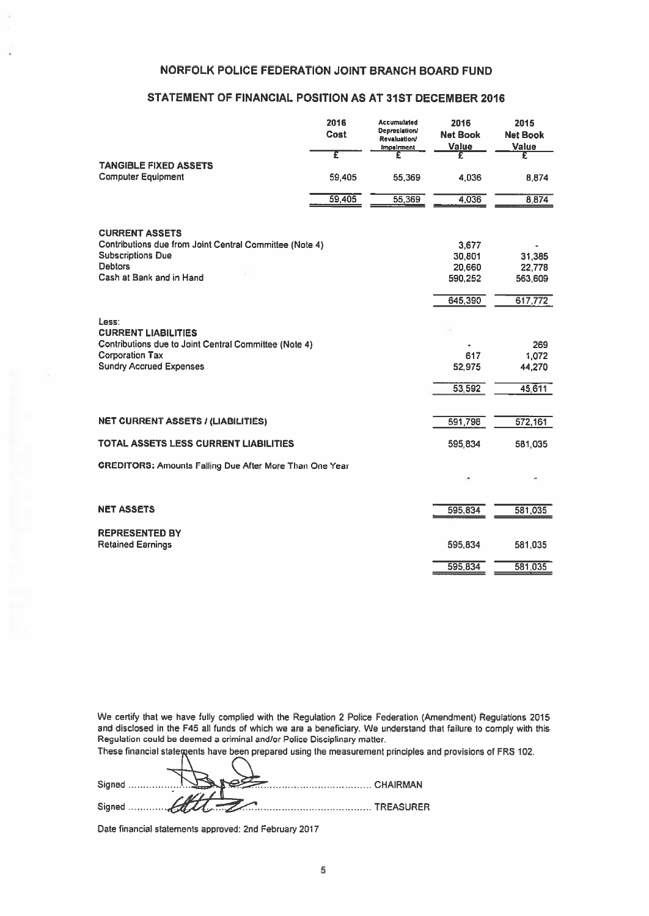# NORFOLK POLICE FEDERATION JOINT BRANCH BOARD FUND

## STATEMENT OF FINANCIAL POSITION AS AT 31ST DECEMBER 2016

| | 2016 Cost | Accumulated Depreciation/ Revaluation/ Impairment | 2016 Net Book Value | 2015 Net Book Value |
|---|---|---|---|---|
| | £ | £ | £ | £ |
| **TANGIBLE FIXED ASSETS** | | | | |
| Computer Equipment | 59,405 | 55,369 | 4,036 | 8,874 |
| | 59,405 | 55,369 | 4,036 | 8,874 |
| **CURRENT ASSETS** | | | | |
| Contributions due from Joint Central Committee (Note 4) | | | 3,677 | - |
| Subscriptions Due | | | 30,801 | 31,385 |
| Debtors | | | 20,660 | 22,778 |
| Cash at Bank and in Hand | | | 590,252 | 563,609 |
| | | | 645,390 | 617,772 |
| Less: | | | | |
| **CURRENT LIABILITIES** | | | | |
| Contributions due to Joint Central Committee (Note 4) | | | - | 269 |
| Corporation Tax | | | 617 | 1,072 |
| Sundry Accrued Expenses | | | 52,975 | 44,270 |
| | | | 53,592 | 45,611 |
| **NET CURRENT ASSETS / (LIABILITIES)** | | | 591,798 | 572,161 |
| **TOTAL ASSETS LESS CURRENT LIABILITIES** | | | 595,834 | 581,035 |
| **CREDITORS:** Amounts Falling Due After More Than One Year | | | - | - |
| **NET ASSETS** | | | 595,834 | 581,035 |
| **REPRESENTED BY** | | | | |
| Retained Earnings | | | 595,834 | 581,035 |
| | | | 595,834 | 581,035 |

We certify that we have fully complied with the Regulation 2 Police Federation (Amendment) Regulations 2015 and disclosed in the F45 all funds of which we are a beneficiary. We understand that failure to comply with this Regulation could be deemed a criminal and/or Police Disciplinary matter.

These financial statements have been prepared using the measurement principles and provisions of FRS 102.

Signed .............................................................. CHAIRMAN

Signed .............................................................. TREASURER

Date financial statements approved: 2nd February 2017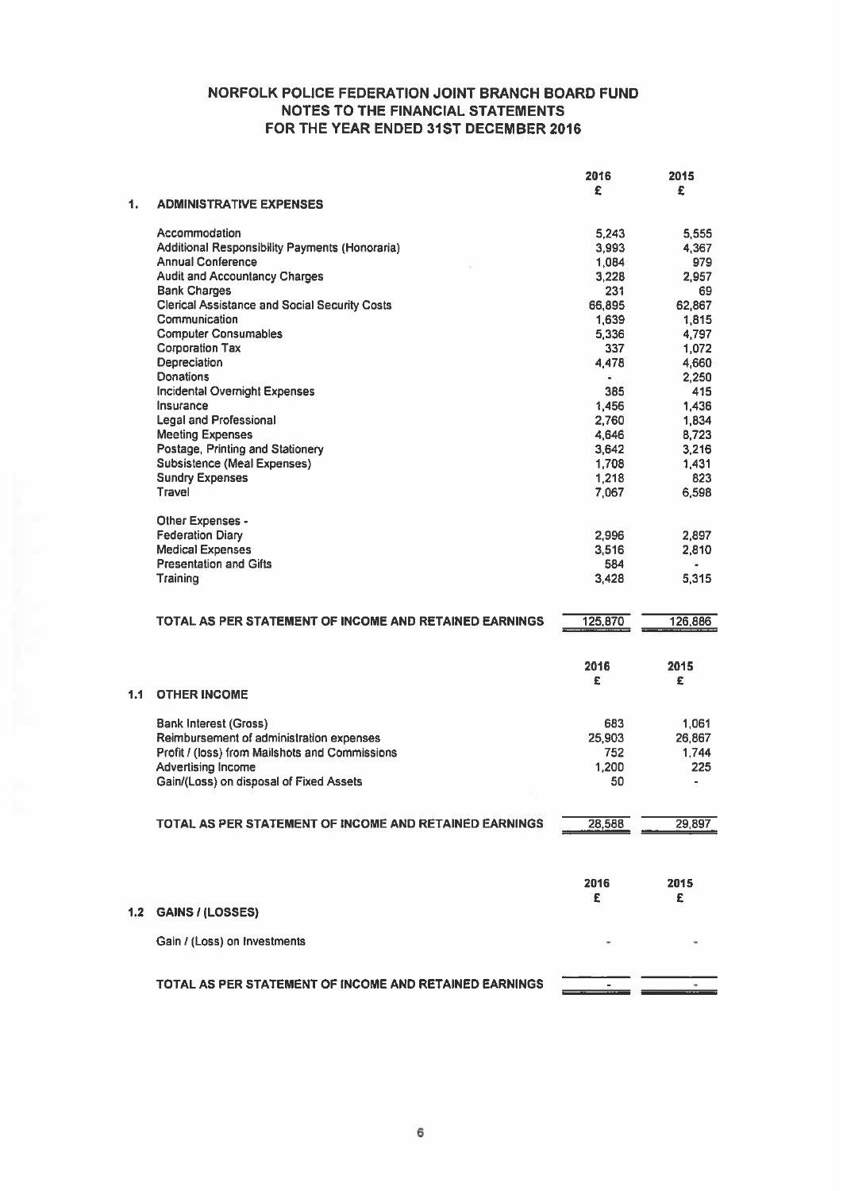# NORFOLK POLICE FEDERATION JOINT BRANCH BOARD FUND
## NOTES TO THE FINANCIAL STATEMENTS
## FOR THE YEAR ENDED 31ST DECEMBER 2016

| | 2016<br>£ | 2015<br>£ |
|---|---|---|
| **1. ADMINISTRATIVE EXPENSES** | | |
| Accommodation | 5,243 | 5,555 |
| Additional Responsibility Payments (Honoraria) | 3,993 | 4,367 |
| Annual Conference | 1,084 | 979 |
| Audit and Accountancy Charges | 3,228 | 2,957 |
| Bank Charges | 231 | 69 |
| Clerical Assistance and Social Security Costs | 66,895 | 62,867 |
| Communication | 1,639 | 1,815 |
| Computer Consumables | 5,336 | 4,797 |
| Corporation Tax | 337 | 1,072 |
| Depreciation | 4,478 | 4,660 |
| Donations | - | 2,250 |
| Incidental Overnight Expenses | 385 | 415 |
| Insurance | 1,456 | 1,436 |
| Legal and Professional | 2,760 | 1,834 |
| Meeting Expenses | 4,646 | 8,723 |
| Postage, Printing and Stationery | 3,642 | 3,216 |
| Subsistence (Meal Expenses) | 1,708 | 1,431 |
| Sundry Expenses | 1,218 | 823 |
| Travel | 7,067 | 6,598 |
| Other Expenses - | | |
| Federation Diary | 2,996 | 2,897 |
| Medical Expenses | 3,516 | 2,810 |
| Presentation and Gifts | 584 | - |
| Training | 3,428 | 5,315 |
| **TOTAL AS PER STATEMENT OF INCOME AND RETAINED EARNINGS** | 125,870 | 126,886 |

| | 2016<br>£ | 2015<br>£ |
|---|---|---|
| **1.1 OTHER INCOME** | | |
| Bank Interest (Gross) | 683 | 1,061 |
| Reimbursement of administration expenses | 25,903 | 26,867 |
| Profit / (loss) from Mailshots and Commissions | 752 | 1,744 |
| Advertising Income | 1,200 | 225 |
| Gain/(Loss) on disposal of Fixed Assets | 50 | - |
| **TOTAL AS PER STATEMENT OF INCOME AND RETAINED EARNINGS** | 28,588 | 29,897 |

| | 2016<br>£ | 2015<br>£ |
|---|---|---|
| **1.2 GAINS / (LOSSES)** | | |
| Gain / (Loss) on Investments | - | - |
| **TOTAL AS PER STATEMENT OF INCOME AND RETAINED EARNINGS** | - | - |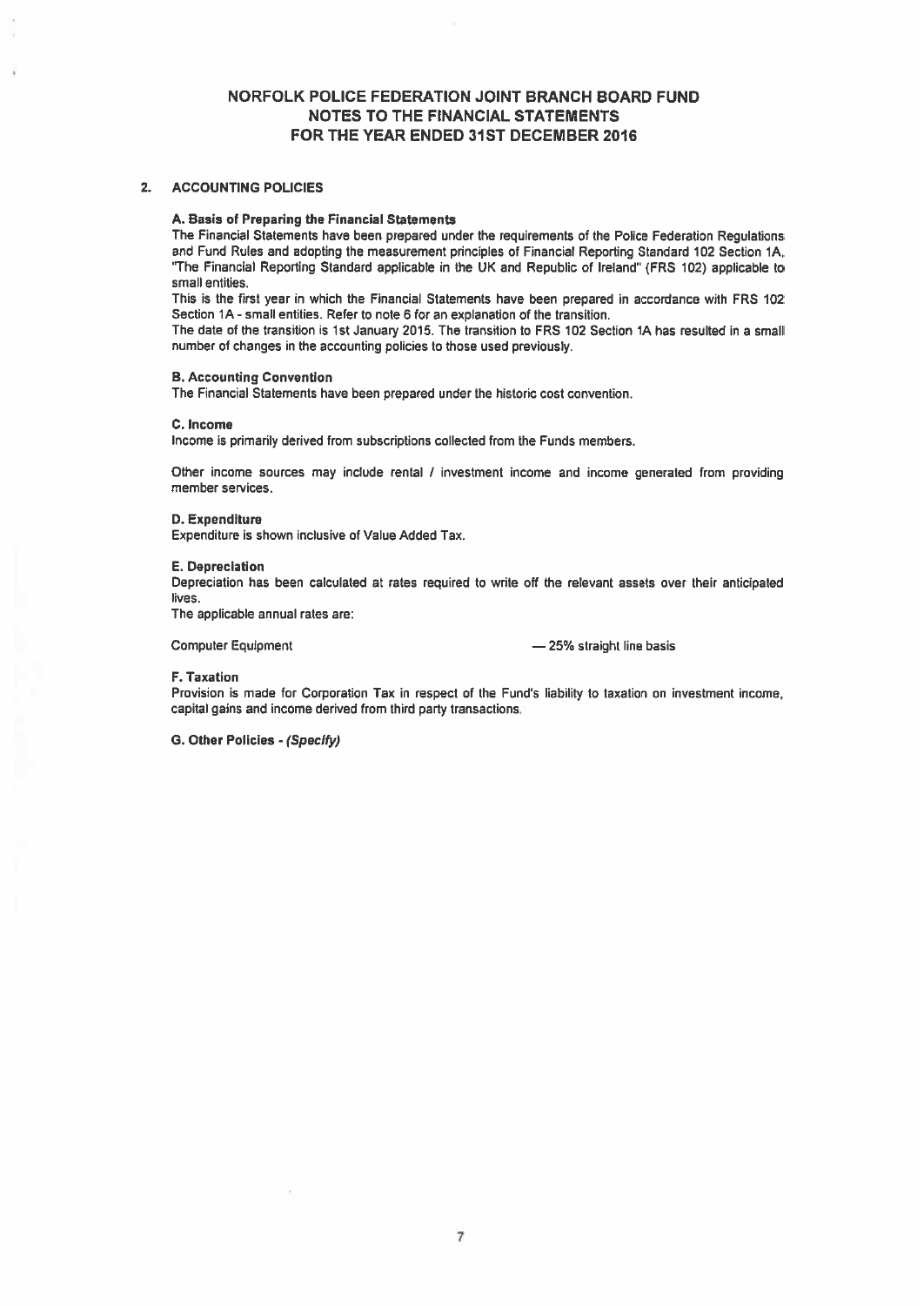# NORFOLK POLICE FEDERATION JOINT BRANCH BOARD FUND
## NOTES TO THE FINANCIAL STATEMENTS
## FOR THE YEAR ENDED 31ST DECEMBER 2016

### 2. ACCOUNTING POLICIES

**A. Basis of Preparing the Financial Statements**

The Financial Statements have been prepared under the requirements of the Police Federation Regulations and Fund Rules and adopting the measurement principles of Financial Reporting Standard 102 Section 1A, "The Financial Reporting Standard applicable in the UK and Republic of Ireland" (FRS 102) applicable to small entities.

This is the first year in which the Financial Statements have been prepared in accordance with FRS 102 Section 1A - small entities. Refer to note 6 for an explanation of the transition.

The date of the transition is 1st January 2015. The transition to FRS 102 Section 1A has resulted in a small number of changes in the accounting policies to those used previously.

**B. Accounting Convention**

The Financial Statements have been prepared under the historic cost convention.

**C. Income**

Income is primarily derived from subscriptions collected from the Funds members.

Other income sources may include rental / investment income and income generated from providing member services.

**D. Expenditure**

Expenditure is shown inclusive of Value Added Tax.

**E. Depreciation**

Depreciation has been calculated at rates required to write off the relevant assets over their anticipated lives.

The applicable annual rates are:

Computer Equipment — 25% straight line basis

**F. Taxation**

Provision is made for Corporation Tax in respect of the Fund's liability to taxation on investment income, capital gains and income derived from third party transactions.

**G. Other Policies - *(Specify)***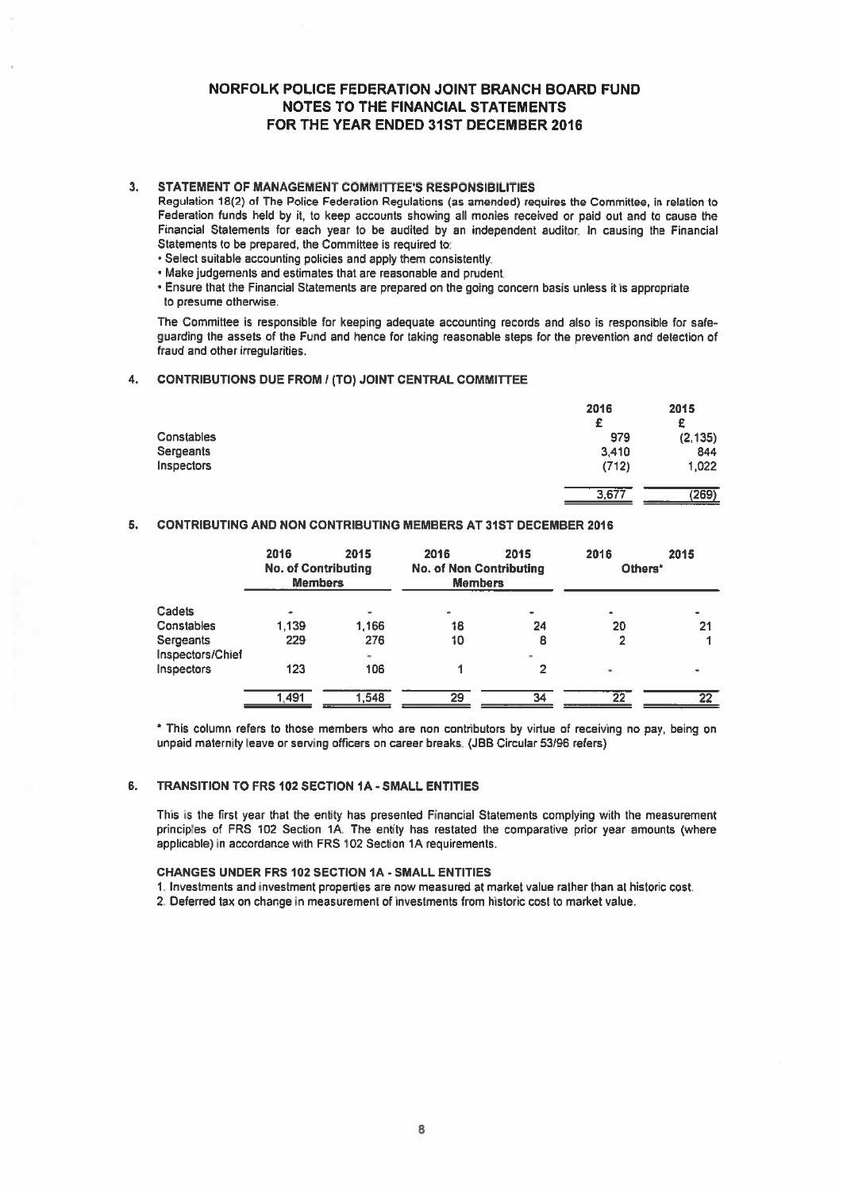# NORFOLK POLICE FEDERATION JOINT BRANCH BOARD FUND
# NOTES TO THE FINANCIAL STATEMENTS
# FOR THE YEAR ENDED 31ST DECEMBER 2016

## 3. STATEMENT OF MANAGEMENT COMMITTEE'S RESPONSIBILITIES

Regulation 18(2) of The Police Federation Regulations (as amended) requires the Committee, in relation to Federation funds held by it, to keep accounts showing all monies received or paid out and to cause the Financial Statements for each year to be audited by an independent auditor. In causing the Financial Statements to be prepared, the Committee is required to:

- Select suitable accounting policies and apply them consistently.
- Make judgements and estimates that are reasonable and prudent.
- Ensure that the Financial Statements are prepared on the going concern basis unless it is appropriate to presume otherwise.

The Committee is responsible for keeping adequate accounting records and also is responsible for safe-guarding the assets of the Fund and hence for taking reasonable steps for the prevention and detection of fraud and other irregularities.

## 4. CONTRIBUTIONS DUE FROM / (TO) JOINT CENTRAL COMMITTEE

| | 2016 | 2015 |
|---|---|---|
| | £ | £ |
| Constables | 979 | (2,135) |
| Sergeants | 3,410 | 844 |
| Inspectors | (712) | 1,022 |
| | 3,677 | (269) |

## 5. CONTRIBUTING AND NON CONTRIBUTING MEMBERS AT 31ST DECEMBER 2016

| | 2016 | 2015 | 2016 | 2015 | 2016 | 2015 |
|---|---|---|---|---|---|---|
| | No. of Contributing Members | | No. of Non Contributing Members | | Others* | |
| Cadets | - | - | - | - | - | - |
| Constables | 1,139 | 1,166 | 18 | 24 | 20 | 21 |
| Sergeants | 229 | 276 | 10 | 8 | 2 | 1 |
| Inspectors/Chief Inspectors | 123 | 106 | 1 | 2 | - | - |
| | 1,491 | 1,548 | 29 | 34 | 22 | 22 |

\* This column refers to those members who are non contributors by virtue of receiving no pay, being on unpaid maternity leave or serving officers on career breaks. (JBB Circular 53/96 refers)

## 6. TRANSITION TO FRS 102 SECTION 1A - SMALL ENTITIES

This is the first year that the entity has presented Financial Statements complying with the measurement principles of FRS 102 Section 1A. The entity has restated the comparative prior year amounts (where applicable) in accordance with FRS 102 Section 1A requirements.

### CHANGES UNDER FRS 102 SECTION 1A - SMALL ENTITIES

1. Investments and investment properties are now measured at market value rather than at historic cost.
2. Deferred tax on change in measurement of investments from historic cost to market value.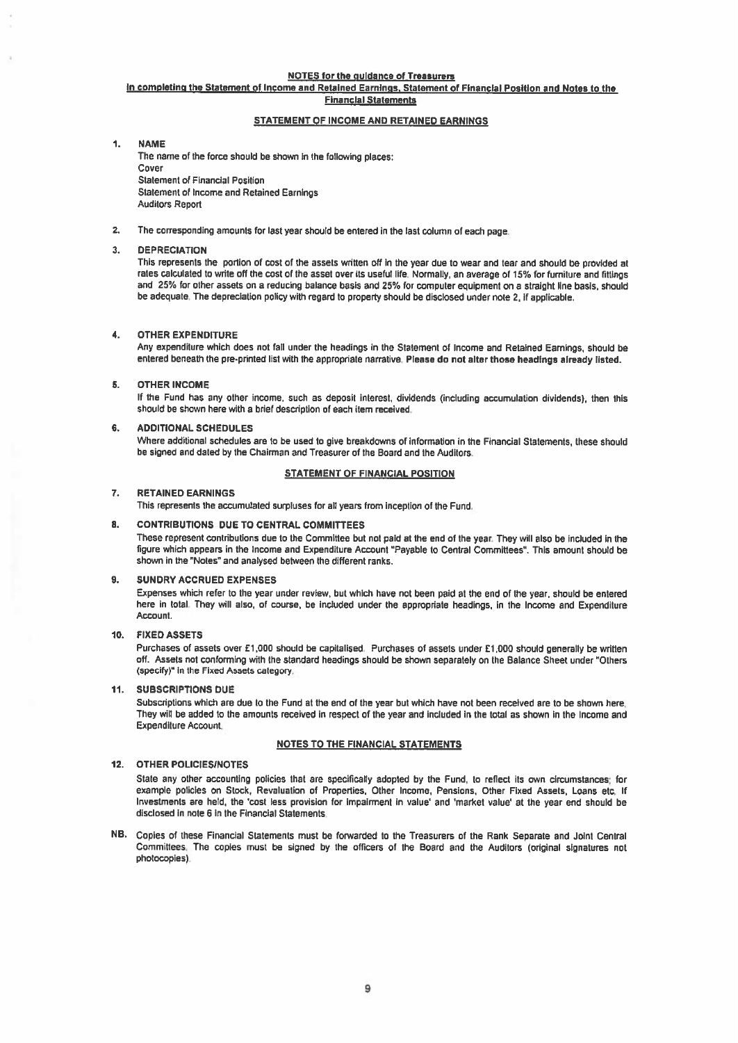## NOTES for the guidance of Treasurers

## In completing the Statement of Income and Retained Earnings, Statement of Financial Position and Notes to the Financial Statements

### STATEMENT OF INCOME AND RETAINED EARNINGS

1. **NAME**

   The name of the force should be shown in the following places:
   Cover
   Statement of Financial Position
   Statement of Income and Retained Earnings
   Auditors Report

2. The corresponding amounts for last year should be entered in the last column of each page.

3. **DEPRECIATION**

   This represents the portion of cost of the assets written off in the year due to wear and tear and should be provided at rates calculated to write off the cost of the asset over its useful life. Normally, an average of 15% for furniture and fittings and 25% for other assets on a reducing balance basis and 25% for computer equipment on a straight line basis, should be adequate. The depreciation policy with regard to property should be disclosed under note 2, if applicable.

4. **OTHER EXPENDITURE**

   Any expenditure which does not fall under the headings in the Statement of Income and Retained Earnings, should be entered beneath the pre-printed list with the appropriate narrative. **Please do not alter those headings already listed.**

5. **OTHER INCOME**

   If the Fund has any other income, such as deposit interest, dividends (including accumulation dividends), then this should be shown here with a brief description of each item received.

6. **ADDITIONAL SCHEDULES**

   Where additional schedules are to be used to give breakdowns of information in the Financial Statements, these should be signed and dated by the Chairman and Treasurer of the Board and the Auditors.

### STATEMENT OF FINANCIAL POSITION

7. **RETAINED EARNINGS**

   This represents the accumulated surpluses for all years from inception of the Fund.

8. **CONTRIBUTIONS DUE TO CENTRAL COMMITTEES**

   These represent contributions due to the Committee but not paid at the end of the year. They will also be included in the figure which appears in the Income and Expenditure Account "Payable to Central Committees". This amount should be shown in the "Notes" and analysed between the different ranks.

9. **SUNDRY ACCRUED EXPENSES**

   Expenses which refer to the year under review, but which have not been paid at the end of the year, should be entered here in total. They will also, of course, be included under the appropriate headings, in the Income and Expenditure Account.

10. **FIXED ASSETS**

    Purchases of assets over £1,000 should be capitalised. Purchases of assets under £1,000 should generally be written off. Assets not conforming with the standard headings should be shown separately on the Balance Sheet under "Others (specify)" in the Fixed Assets category.

11. **SUBSCRIPTIONS DUE**

    Subscriptions which are due to the Fund at the end of the year but which have not been received are to be shown here. They will be added to the amounts received in respect of the year and included in the total as shown in the Income and Expenditure Account.

### NOTES TO THE FINANCIAL STATEMENTS

12. **OTHER POLICIES/NOTES**

    State any other accounting policies that are specifically adopted by the Fund, to reflect its own circumstances; for example policies on Stock, Revaluation of Properties, Other Income, Pensions, Other Fixed Assets, Loans etc. If Investments are held, the 'cost less provision for impairment in value' and 'market value' at the year end should be disclosed in note 6 in the Financial Statements.

**NB.** Copies of these Financial Statements must be forwarded to the Treasurers of the Rank Separate and Joint Central Committees. The copies must be signed by the officers of the Board and the Auditors (original signatures not photocopies).